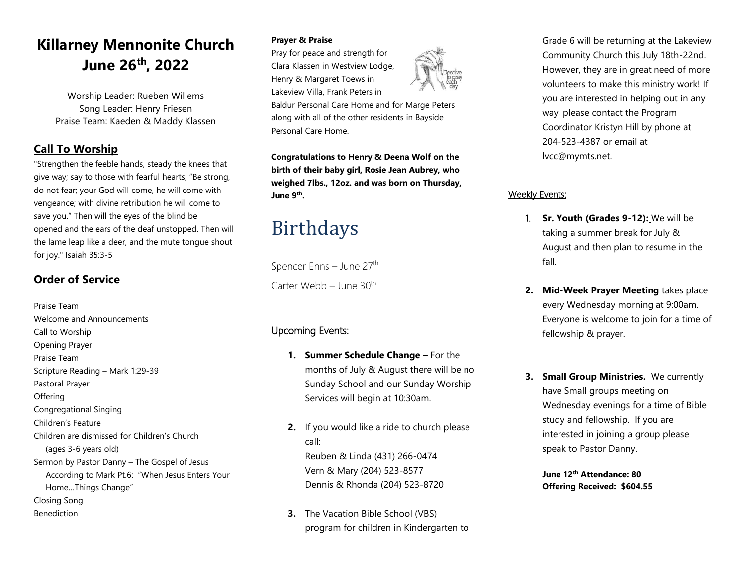# Killarney Mennonite Church June 26th, 2022

Worship Leader: Rueben Willems
Song Leader: Henry Friesen
Praise Team: Kaeden & Maddy Klassen

## Call To Worship

"Strengthen the feeble hands, steady the knees that give way; say to those with fearful hearts, "Be strong, do not fear; your God will come, he will come with vengeance; with divine retribution he will come to save you." Then will the eyes of the blind be opened and the ears of the deaf unstopped. Then will the lame leap like a deer, and the mute tongue shout for joy." Isaiah 35:3-5

## Order of Service

Praise Team
Welcome and Announcements
Call to Worship
Opening Prayer
Praise Team
Scripture Reading – Mark 1:29-39
Pastoral Prayer
Offering
Congregational Singing
Children's Feature
Children are dismissed for Children's Church
(ages 3-6 years old)
Sermon by Pastor Danny – The Gospel of Jesus According to Mark Pt.6: "When Jesus Enters Your Home…Things Change"
Closing Song
Benediction

**Prayer & Praise**

Pray for peace and strength for Clara Klassen in Westview Lodge, Henry & Margaret Toews in Lakeview Villa, Frank Peters in Baldur Personal Care Home and for Marge Peters along with all of the other residents in Bayside Personal Care Home.

**Congratulations to Henry & Deena Wolf on the birth of their baby girl, Rosie Jean Aubrey, who weighed 7lbs., 12oz. and was born on Thursday, June 9th.**

# Birthdays

Spencer Enns – June 27th
Carter Webb – June 30th

## Upcoming Events:

1. **Summer Schedule Change –** For the months of July & August there will be no Sunday School and our Sunday Worship Services will begin at 10:30am.
2. If you would like a ride to church please call:
   Reuben & Linda (431) 266-0474
   Vern & Mary (204) 523-8577
   Dennis & Rhonda (204) 523-8720
3. The Vacation Bible School (VBS) program for children in Kindergarten to Grade 6 will be returning at the Lakeview Community Church this July 18th-22nd. However, they are in great need of more volunteers to make this ministry work! If you are interested in helping out in any way, please contact the Program Coordinator Kristyn Hill by phone at 204-523-4387 or email at lvcc@mymts.net.

## Weekly Events:

1. **Sr. Youth (Grades 9-12):** We will be taking a summer break for July & August and then plan to resume in the fall.
2. **Mid-Week Prayer Meeting** takes place every Wednesday morning at 9:00am. Everyone is welcome to join for a time of fellowship & prayer.
3. **Small Group Ministries.** We currently have Small groups meeting on Wednesday evenings for a time of Bible study and fellowship. If you are interested in joining a group please speak to Pastor Danny.

**June 12th Attendance: 80**
**Offering Received: $604.55**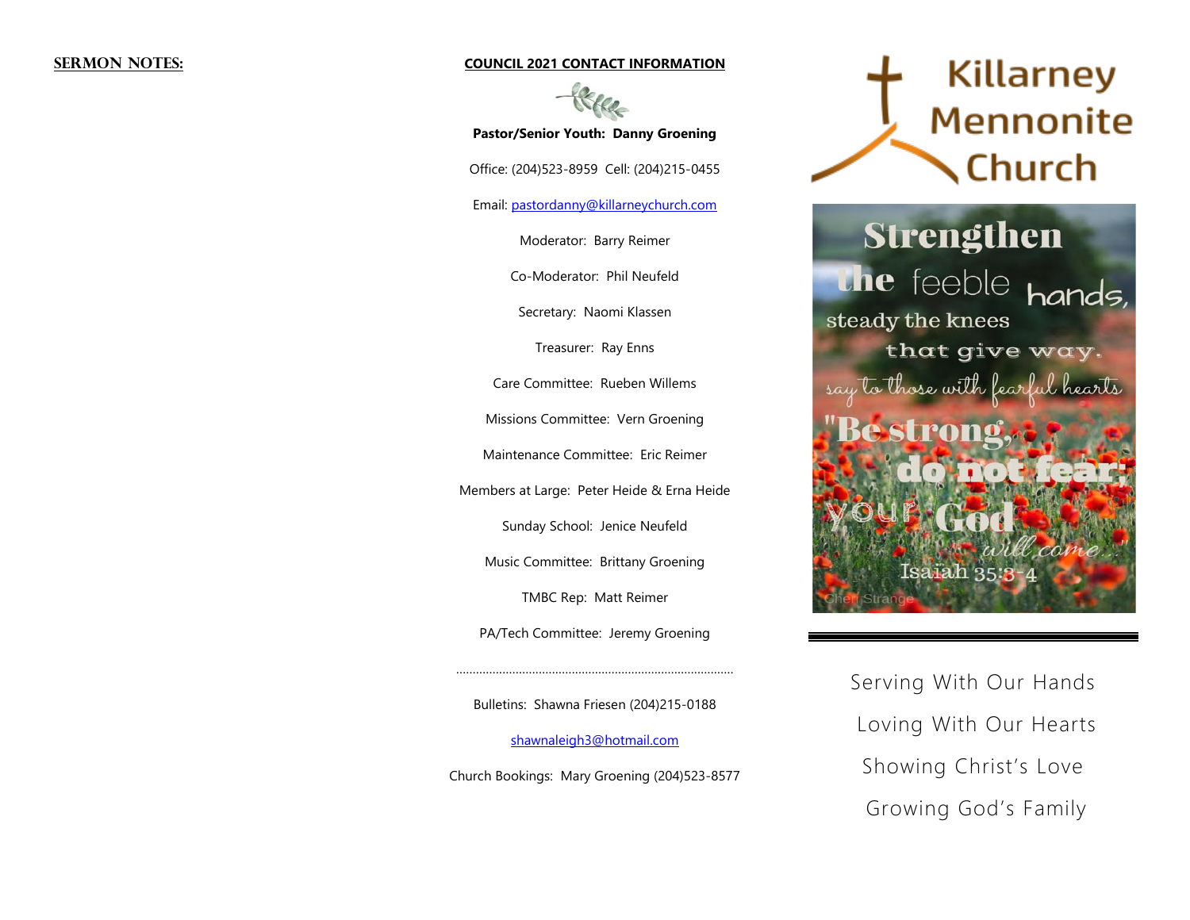## SERMON NOTES:

## COUNCIL 2021 CONTACT INFORMATION

**Pastor/Senior Youth: Danny Groening**

Office: (204)523-8959 Cell: (204)215-0455

Email: pastordanny@killarneychurch.com

Moderator: Barry Reimer

Co-Moderator: Phil Neufeld

Secretary: Naomi Klassen

Treasurer: Ray Enns

Care Committee: Rueben Willems

Missions Committee: Vern Groening

Maintenance Committee: Eric Reimer

Members at Large: Peter Heide & Erna Heide

Sunday School: Jenice Neufeld

Music Committee: Brittany Groening

TMBC Rep: Matt Reimer

PA/Tech Committee: Jeremy Groening

Bulletins: Shawna Friesen (204)215-0188

shawnaleigh3@hotmail.com

Church Bookings: Mary Groening (204)523-8577

# Killarney Mennonite Church

Strengthen the feeble hands, steady the knees that give way. say to those with fearful hearts "Be strong, do not fear; your God will come... Isaiah 35:3-4

Cheri Strange

Serving With Our Hands

Loving With Our Hearts

Showing Christ's Love

Growing God's Family